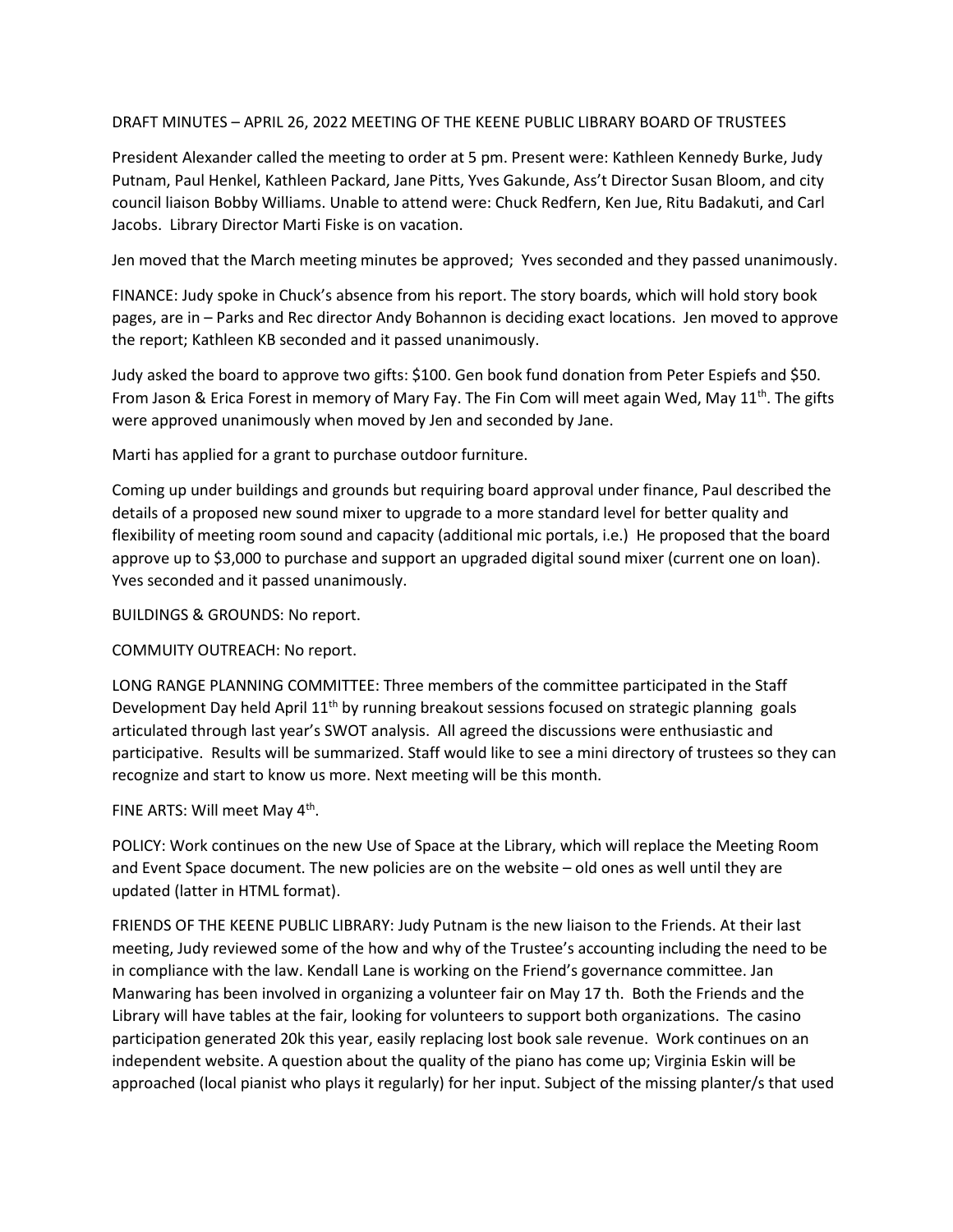DRAFT MINUTES – APRIL 26, 2022 MEETING OF THE KEENE PUBLIC LIBRARY BOARD OF TRUSTEES

President Alexander called the meeting to order at 5 pm. Present were: Kathleen Kennedy Burke, Judy Putnam, Paul Henkel, Kathleen Packard, Jane Pitts, Yves Gakunde, Ass't Director Susan Bloom, and city council liaison Bobby Williams. Unable to attend were: Chuck Redfern, Ken Jue, Ritu Badakuti, and Carl Jacobs. Library Director Marti Fiske is on vacation.

Jen moved that the March meeting minutes be approved; Yves seconded and they passed unanimously.

FINANCE: Judy spoke in Chuck's absence from his report. The story boards, which will hold story book pages, are in – Parks and Rec director Andy Bohannon is deciding exact locations. Jen moved to approve the report; Kathleen KB seconded and it passed unanimously.

Judy asked the board to approve two gifts: $100. Gen book fund donation from Peter Espiefs and $50. From Jason & Erica Forest in memory of Mary Fay. The Fin Com will meet again Wed, May 11th. The gifts were approved unanimously when moved by Jen and seconded by Jane.

Marti has applied for a grant to purchase outdoor furniture.

Coming up under buildings and grounds but requiring board approval under finance, Paul described the details of a proposed new sound mixer to upgrade to a more standard level for better quality and flexibility of meeting room sound and capacity (additional mic portals, i.e.) He proposed that the board approve up to $3,000 to purchase and support an upgraded digital sound mixer (current one on loan). Yves seconded and it passed unanimously.

BUILDINGS & GROUNDS: No report.

COMMUITY OUTREACH: No report.

LONG RANGE PLANNING COMMITTEE: Three members of the committee participated in the Staff Development Day held April 11th by running breakout sessions focused on strategic planning goals articulated through last year's SWOT analysis. All agreed the discussions were enthusiastic and participative. Results will be summarized. Staff would like to see a mini directory of trustees so they can recognize and start to know us more. Next meeting will be this month.

FINE ARTS: Will meet May 4th.

POLICY: Work continues on the new Use of Space at the Library, which will replace the Meeting Room and Event Space document. The new policies are on the website – old ones as well until they are updated (latter in HTML format).

FRIENDS OF THE KEENE PUBLIC LIBRARY: Judy Putnam is the new liaison to the Friends. At their last meeting, Judy reviewed some of the how and why of the Trustee's accounting including the need to be in compliance with the law. Kendall Lane is working on the Friend's governance committee. Jan Manwaring has been involved in organizing a volunteer fair on May 17 th. Both the Friends and the Library will have tables at the fair, looking for volunteers to support both organizations. The casino participation generated 20k this year, easily replacing lost book sale revenue. Work continues on an independent website. A question about the quality of the piano has come up; Virginia Eskin will be approached (local pianist who plays it regularly) for her input. Subject of the missing planter/s that used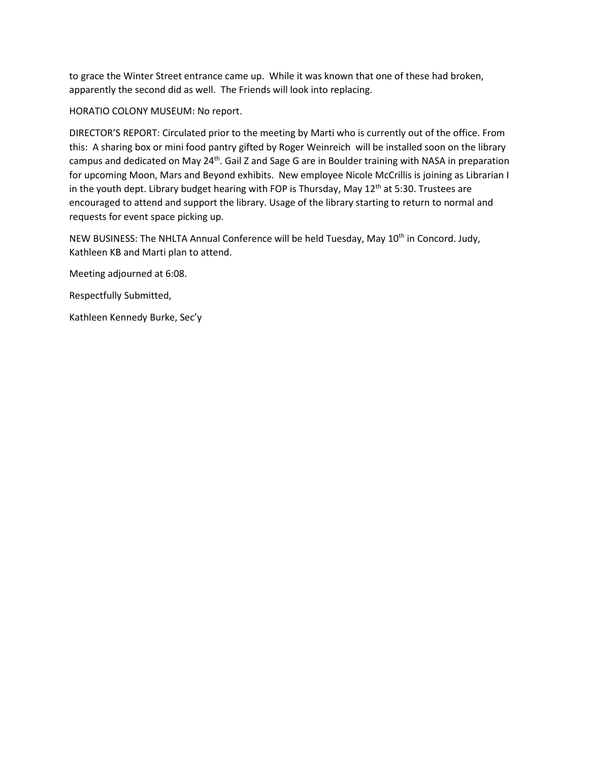to grace the Winter Street entrance came up. While it was known that one of these had broken, apparently the second did as well. The Friends will look into replacing.

HORATIO COLONY MUSEUM: No report.

DIRECTOR'S REPORT: Circulated prior to the meeting by Marti who is currently out of the office. From this: A sharing box or mini food pantry gifted by Roger Weinreich will be installed soon on the library campus and dedicated on May 24th. Gail Z and Sage G are in Boulder training with NASA in preparation for upcoming Moon, Mars and Beyond exhibits. New employee Nicole McCrillis is joining as Librarian I in the youth dept. Library budget hearing with FOP is Thursday, May 12th at 5:30. Trustees are encouraged to attend and support the library. Usage of the library starting to return to normal and requests for event space picking up.

NEW BUSINESS: The NHLTA Annual Conference will be held Tuesday, May 10th in Concord. Judy, Kathleen KB and Marti plan to attend.

Meeting adjourned at 6:08.

Respectfully Submitted,

Kathleen Kennedy Burke, Sec'y